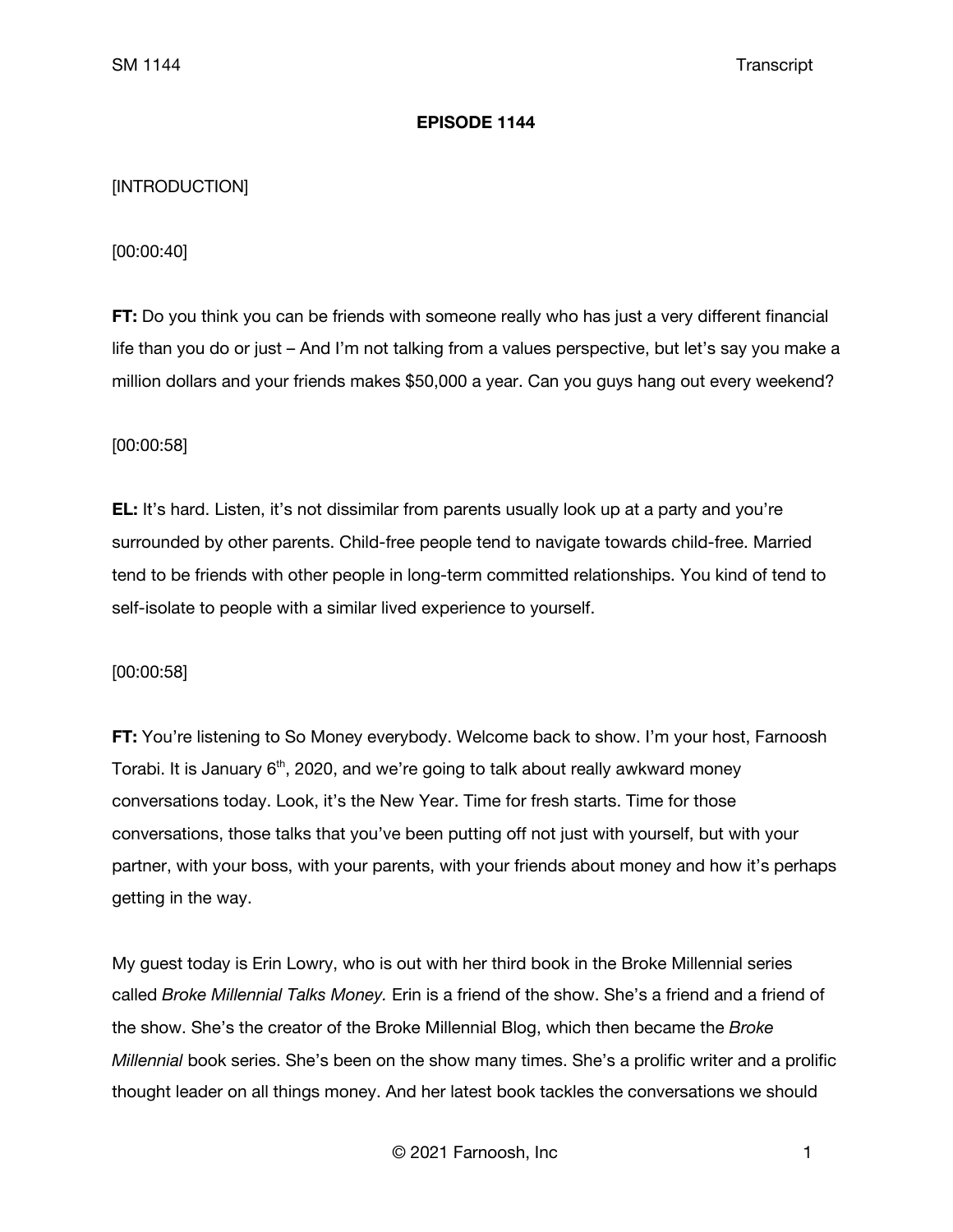**EPISODE 1144**

[INTRODUCTION]

[00:00:40]

**FT:** Do you think you can be friends with someone really who has just a very different financial life than you do or just – And I'm not talking from a values perspective, but let's say you make a million dollars and your friends makes $50,000 a year. Can you guys hang out every weekend?

[00:00:58]

**EL:** It's hard. Listen, it's not dissimilar from parents usually look up at a party and you're surrounded by other parents. Child-free people tend to navigate towards child-free. Married tend to be friends with other people in long-term committed relationships. You kind of tend to self-isolate to people with a similar lived experience to yourself.

[00:00:58]

**FT:** You're listening to So Money everybody. Welcome back to show. I'm your host, Farnoosh Torabi. It is January 6th, 2020, and we're going to talk about really awkward money conversations today. Look, it's the New Year. Time for fresh starts. Time for those conversations, those talks that you've been putting off not just with yourself, but with your partner, with your boss, with your parents, with your friends about money and how it's perhaps getting in the way.

My guest today is Erin Lowry, who is out with her third book in the Broke Millennial series called *Broke Millennial Talks Money.* Erin is a friend of the show. She's a friend and a friend of the show. She's the creator of the Broke Millennial Blog, which then became the *Broke Millennial* book series. She's been on the show many times. She's a prolific writer and a prolific thought leader on all things money. And her latest book tackles the conversations we should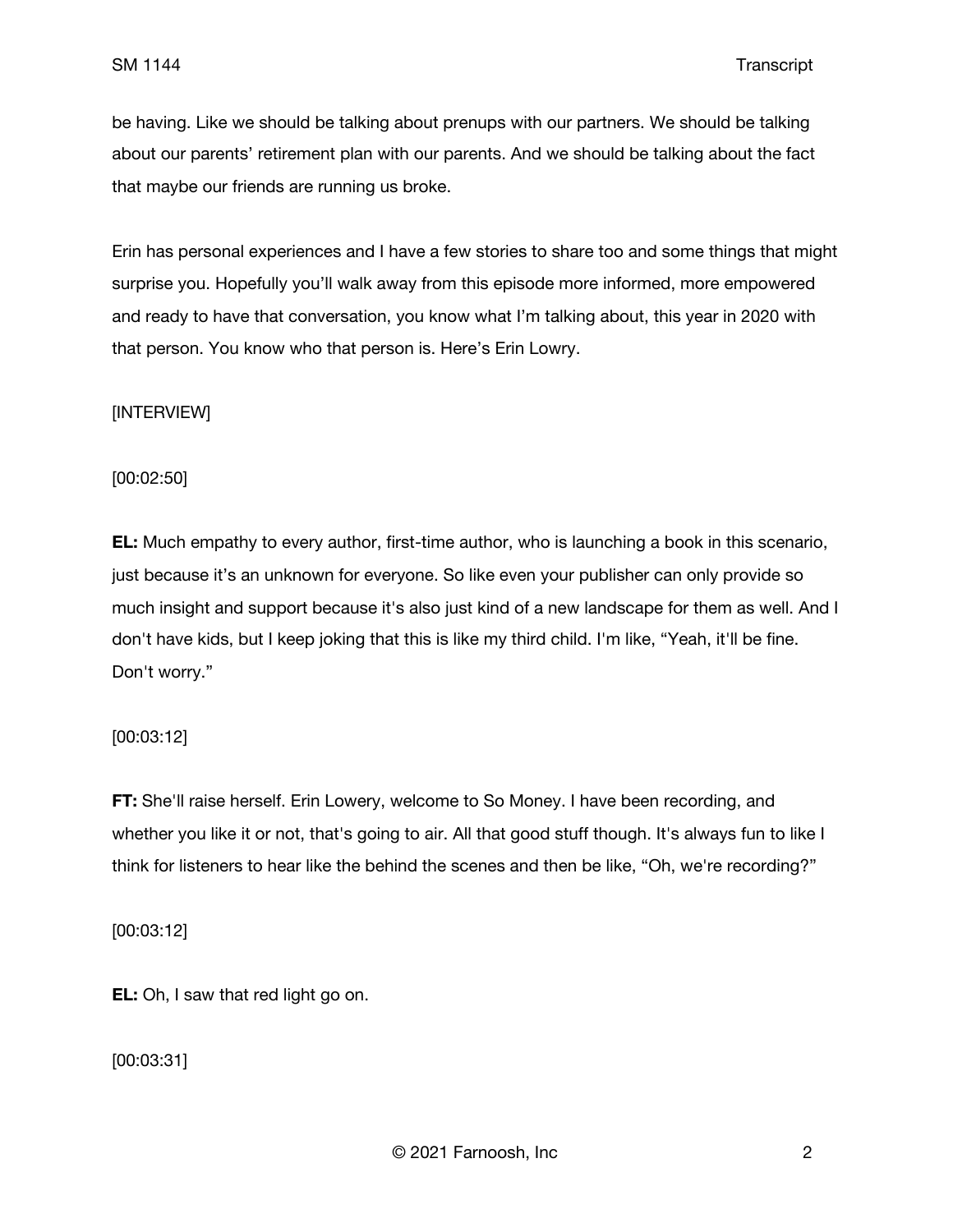be having. Like we should be talking about prenups with our partners. We should be talking about our parents' retirement plan with our parents. And we should be talking about the fact that maybe our friends are running us broke.

Erin has personal experiences and I have a few stories to share too and some things that might surprise you. Hopefully you'll walk away from this episode more informed, more empowered and ready to have that conversation, you know what I'm talking about, this year in 2020 with that person. You know who that person is. Here's Erin Lowry.

[INTERVIEW]

[00:02:50]

**EL:** Much empathy to every author, first-time author, who is launching a book in this scenario, just because it's an unknown for everyone. So like even your publisher can only provide so much insight and support because it's also just kind of a new landscape for them as well. And I don't have kids, but I keep joking that this is like my third child. I'm like, "Yeah, it'll be fine. Don't worry."

[00:03:12]

**FT:** She'll raise herself. Erin Lowery, welcome to So Money. I have been recording, and whether you like it or not, that's going to air. All that good stuff though. It's always fun to like I think for listeners to hear like the behind the scenes and then be like, "Oh, we're recording?"

[00:03:12]

**EL:** Oh, I saw that red light go on.

[00:03:31]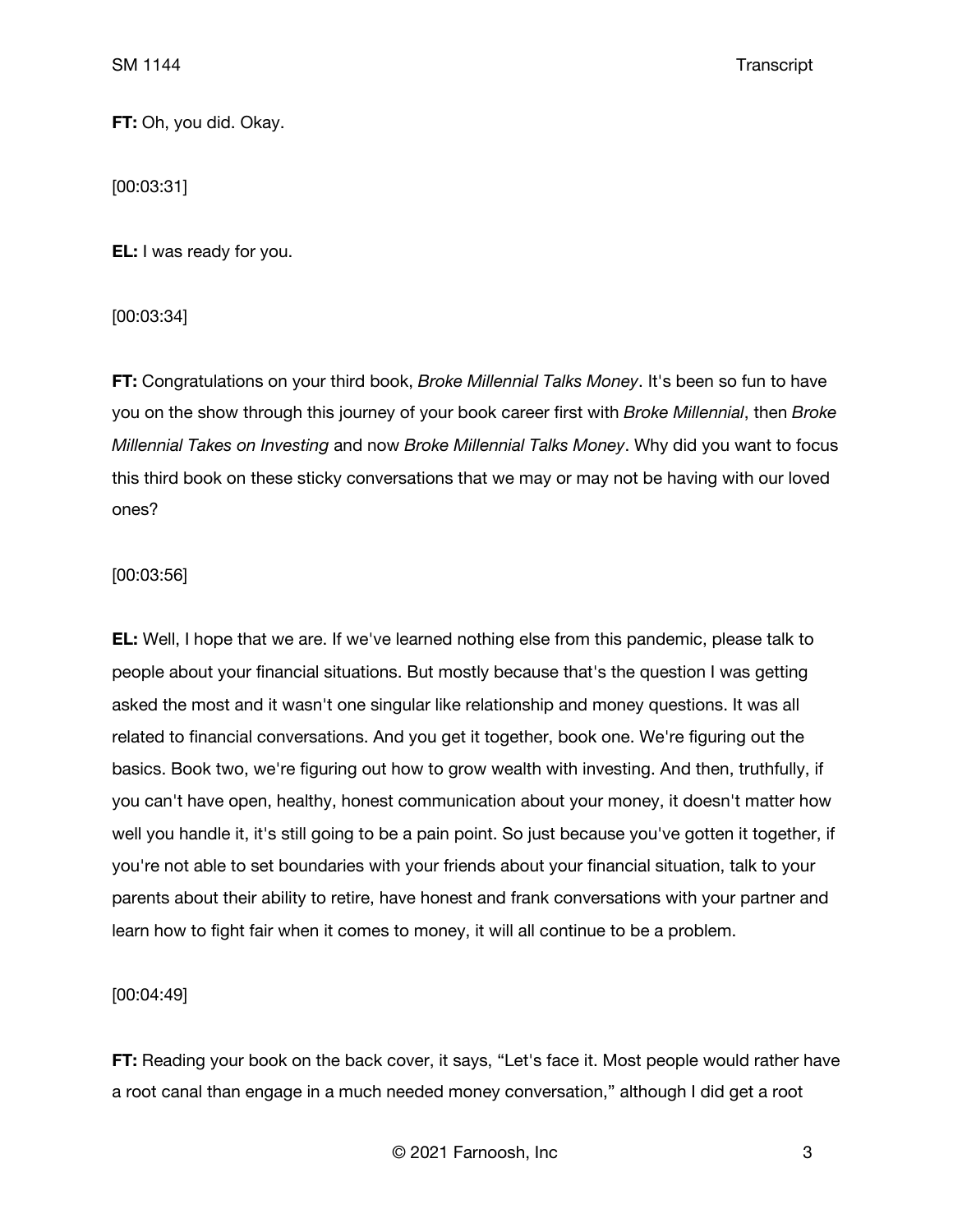**FT:** Oh, you did. Okay.

[00:03:31]

**EL:** I was ready for you.

[00:03:34]

**FT:** Congratulations on your third book, *Broke Millennial Talks Money*. It's been so fun to have you on the show through this journey of your book career first with *Broke Millennial*, then *Broke Millennial Takes on Investing* and now *Broke Millennial Talks Money*. Why did you want to focus this third book on these sticky conversations that we may or may not be having with our loved ones?

[00:03:56]

**EL:** Well, I hope that we are. If we've learned nothing else from this pandemic, please talk to people about your financial situations. But mostly because that's the question I was getting asked the most and it wasn't one singular like relationship and money questions. It was all related to financial conversations. And you get it together, book one. We're figuring out the basics. Book two, we're figuring out how to grow wealth with investing. And then, truthfully, if you can't have open, healthy, honest communication about your money, it doesn't matter how well you handle it, it's still going to be a pain point. So just because you've gotten it together, if you're not able to set boundaries with your friends about your financial situation, talk to your parents about their ability to retire, have honest and frank conversations with your partner and learn how to fight fair when it comes to money, it will all continue to be a problem.

[00:04:49]

**FT:** Reading your book on the back cover, it says, "Let's face it. Most people would rather have a root canal than engage in a much needed money conversation," although I did get a root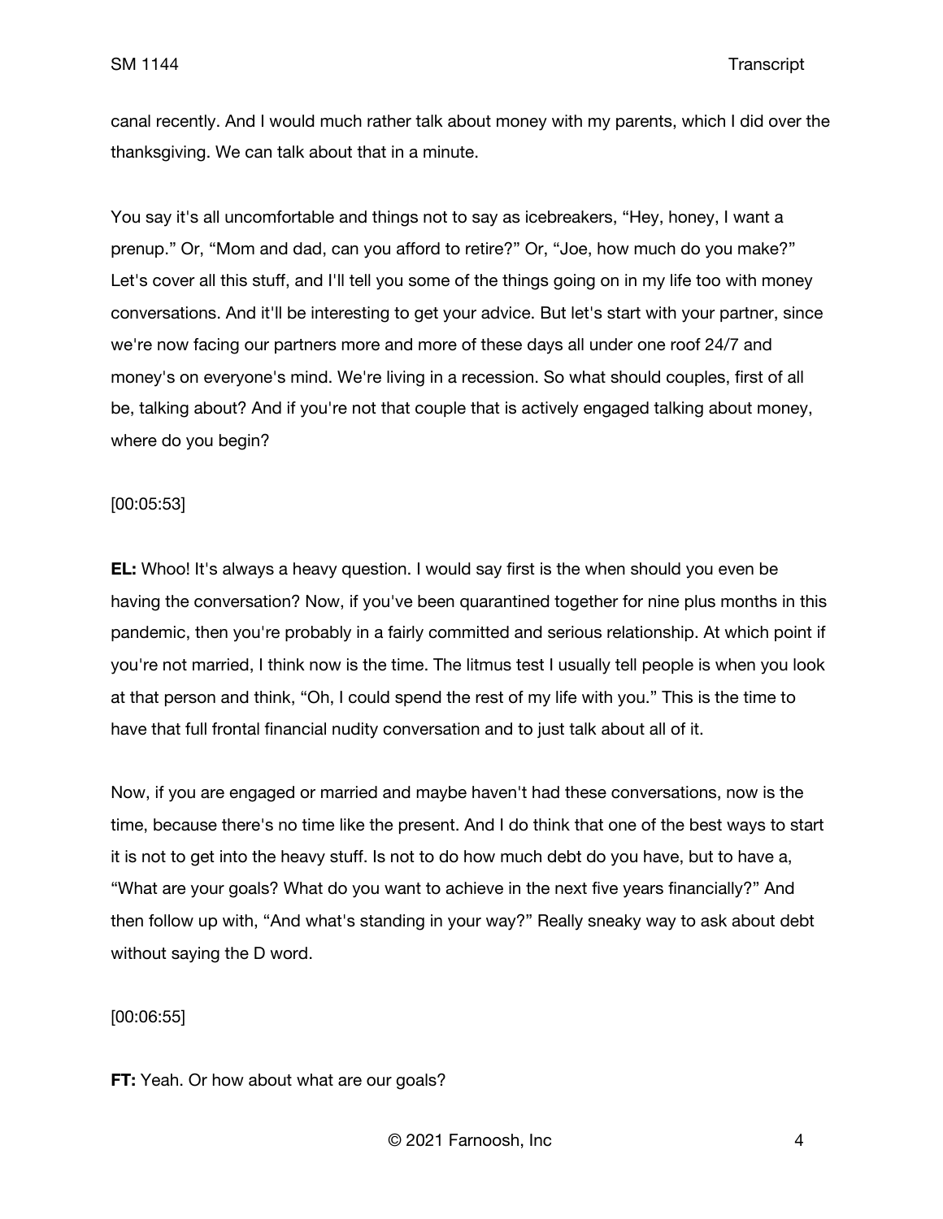canal recently. And I would much rather talk about money with my parents, which I did over the thanksgiving. We can talk about that in a minute.

You say it's all uncomfortable and things not to say as icebreakers, "Hey, honey, I want a prenup." Or, "Mom and dad, can you afford to retire?" Or, "Joe, how much do you make?" Let's cover all this stuff, and I'll tell you some of the things going on in my life too with money conversations. And it'll be interesting to get your advice. But let's start with your partner, since we're now facing our partners more and more of these days all under one roof 24/7 and money's on everyone's mind. We're living in a recession. So what should couples, first of all be, talking about? And if you're not that couple that is actively engaged talking about money, where do you begin?

[00:05:53]

**EL:** Whoo! It's always a heavy question. I would say first is the when should you even be having the conversation? Now, if you've been quarantined together for nine plus months in this pandemic, then you're probably in a fairly committed and serious relationship. At which point if you're not married, I think now is the time. The litmus test I usually tell people is when you look at that person and think, "Oh, I could spend the rest of my life with you." This is the time to have that full frontal financial nudity conversation and to just talk about all of it.

Now, if you are engaged or married and maybe haven't had these conversations, now is the time, because there's no time like the present. And I do think that one of the best ways to start it is not to get into the heavy stuff. Is not to do how much debt do you have, but to have a, "What are your goals? What do you want to achieve in the next five years financially?" And then follow up with, "And what's standing in your way?" Really sneaky way to ask about debt without saying the D word.

[00:06:55]

**FT:** Yeah. Or how about what are our goals?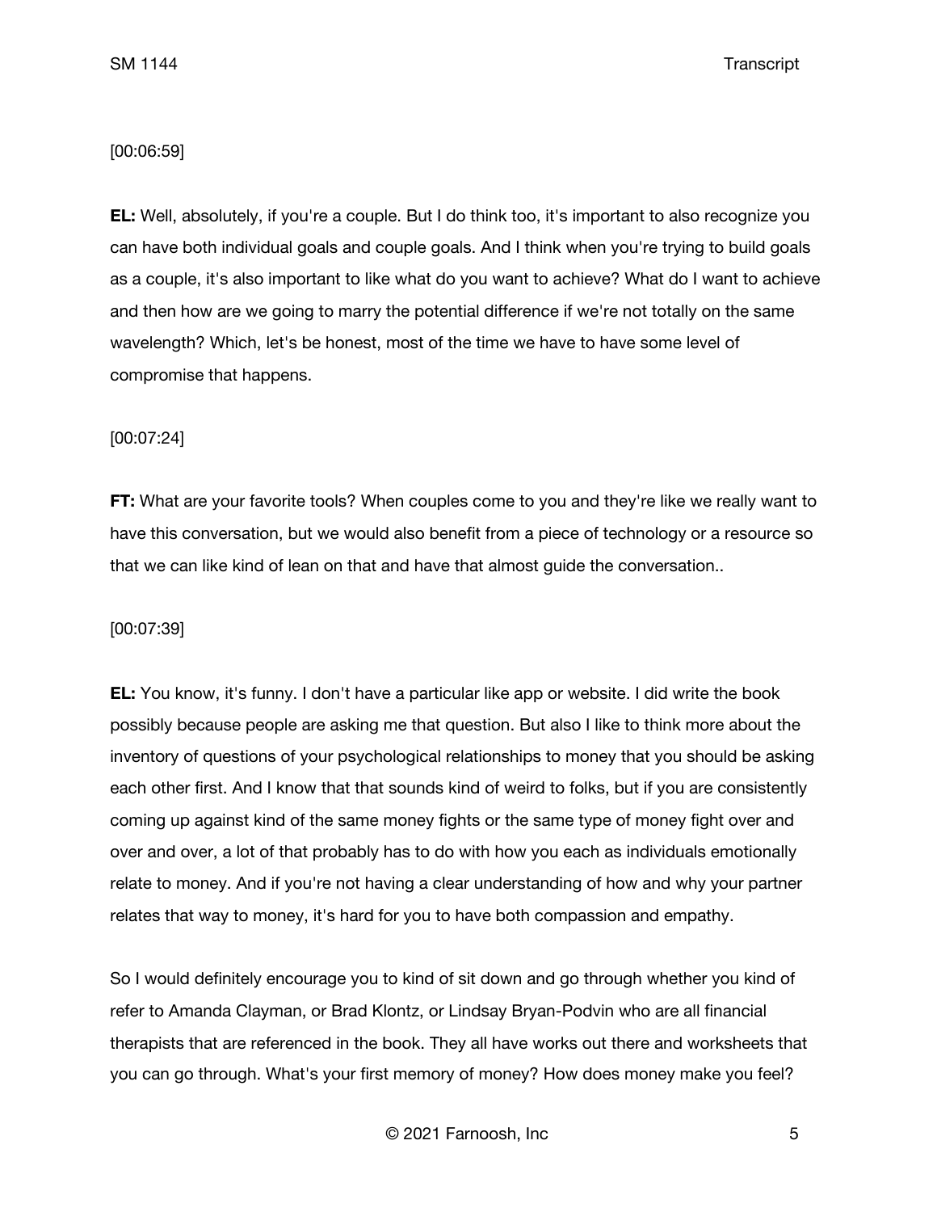[00:06:59]

**EL:** Well, absolutely, if you're a couple. But I do think too, it's important to also recognize you can have both individual goals and couple goals. And I think when you're trying to build goals as a couple, it's also important to like what do you want to achieve? What do I want to achieve and then how are we going to marry the potential difference if we're not totally on the same wavelength? Which, let's be honest, most of the time we have to have some level of compromise that happens.

[00:07:24]

**FT:** What are your favorite tools? When couples come to you and they're like we really want to have this conversation, but we would also benefit from a piece of technology or a resource so that we can like kind of lean on that and have that almost guide the conversation..

[00:07:39]

**EL:** You know, it's funny. I don't have a particular like app or website. I did write the book possibly because people are asking me that question. But also I like to think more about the inventory of questions of your psychological relationships to money that you should be asking each other first. And I know that that sounds kind of weird to folks, but if you are consistently coming up against kind of the same money fights or the same type of money fight over and over and over, a lot of that probably has to do with how you each as individuals emotionally relate to money. And if you're not having a clear understanding of how and why your partner relates that way to money, it's hard for you to have both compassion and empathy.

So I would definitely encourage you to kind of sit down and go through whether you kind of refer to Amanda Clayman, or Brad Klontz, or Lindsay Bryan-Podvin who are all financial therapists that are referenced in the book. They all have works out there and worksheets that you can go through. What's your first memory of money? How does money make you feel?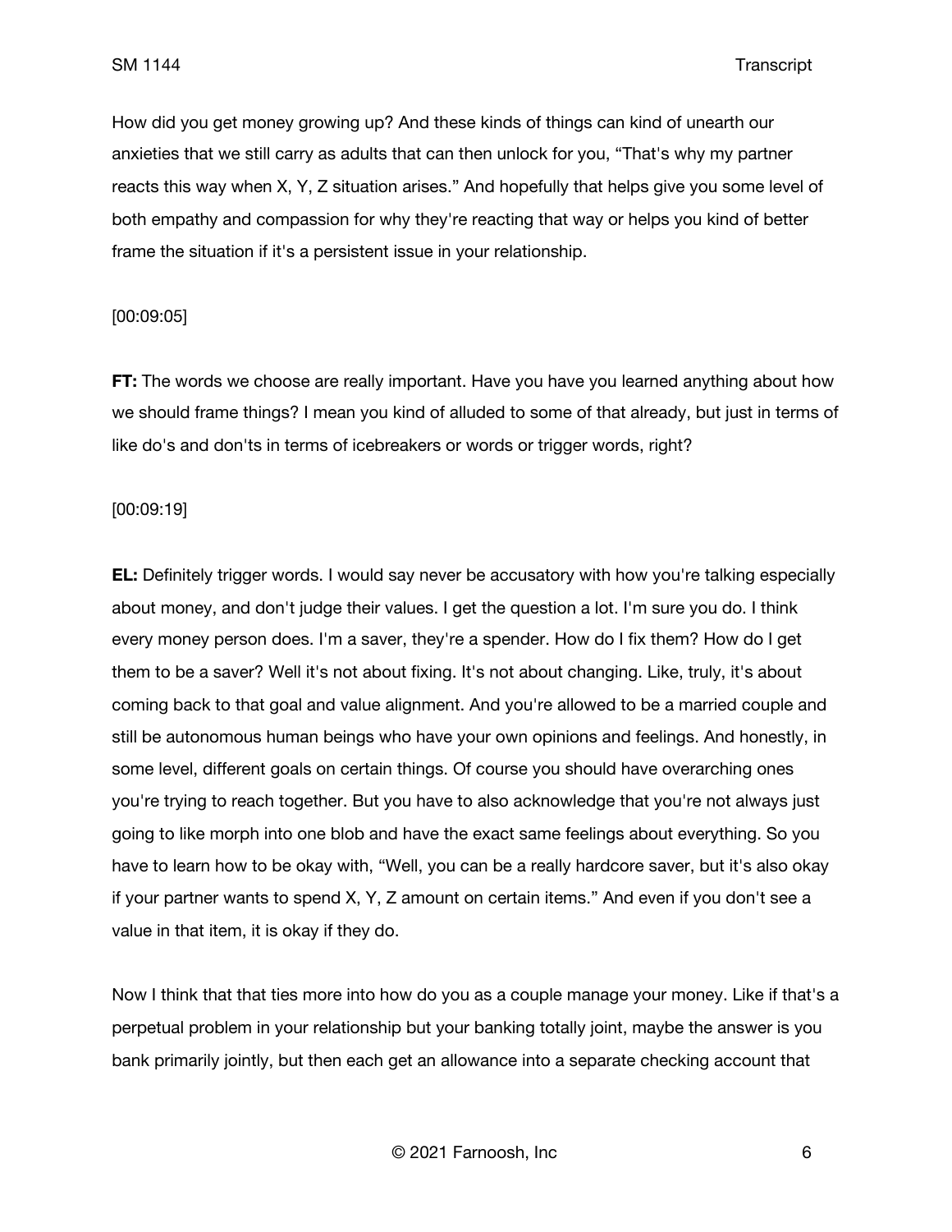How did you get money growing up? And these kinds of things can kind of unearth our anxieties that we still carry as adults that can then unlock for you, “That's why my partner reacts this way when X, Y, Z situation arises.” And hopefully that helps give you some level of both empathy and compassion for why they're reacting that way or helps you kind of better frame the situation if it's a persistent issue in your relationship.

[00:09:05]

**FT:** The words we choose are really important. Have you have you learned anything about how we should frame things? I mean you kind of alluded to some of that already, but just in terms of like do's and don'ts in terms of icebreakers or words or trigger words, right?

[00:09:19]

**EL:** Definitely trigger words. I would say never be accusatory with how you're talking especially about money, and don't judge their values. I get the question a lot. I'm sure you do. I think every money person does. I'm a saver, they're a spender. How do I fix them? How do I get them to be a saver? Well it's not about fixing. It's not about changing. Like, truly, it's about coming back to that goal and value alignment. And you're allowed to be a married couple and still be autonomous human beings who have your own opinions and feelings. And honestly, in some level, different goals on certain things. Of course you should have overarching ones you're trying to reach together. But you have to also acknowledge that you're not always just going to like morph into one blob and have the exact same feelings about everything. So you have to learn how to be okay with, “Well, you can be a really hardcore saver, but it's also okay if your partner wants to spend X, Y, Z amount on certain items.” And even if you don't see a value in that item, it is okay if they do.

Now I think that that ties more into how do you as a couple manage your money. Like if that's a perpetual problem in your relationship but your banking totally joint, maybe the answer is you bank primarily jointly, but then each get an allowance into a separate checking account that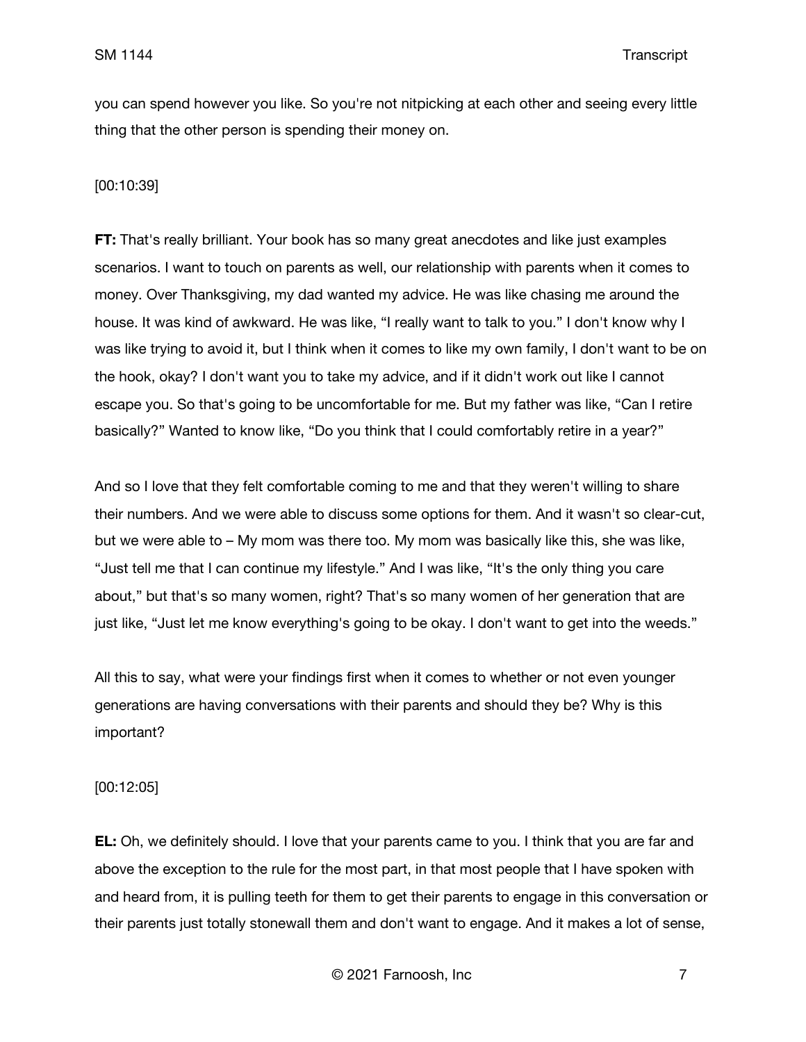you can spend however you like. So you're not nitpicking at each other and seeing every little thing that the other person is spending their money on.

[00:10:39]

**FT:** That's really brilliant. Your book has so many great anecdotes and like just examples scenarios. I want to touch on parents as well, our relationship with parents when it comes to money. Over Thanksgiving, my dad wanted my advice. He was like chasing me around the house. It was kind of awkward. He was like, "I really want to talk to you." I don't know why I was like trying to avoid it, but I think when it comes to like my own family, I don't want to be on the hook, okay? I don't want you to take my advice, and if it didn't work out like I cannot escape you. So that's going to be uncomfortable for me. But my father was like, "Can I retire basically?" Wanted to know like, "Do you think that I could comfortably retire in a year?"

And so I love that they felt comfortable coming to me and that they weren't willing to share their numbers. And we were able to discuss some options for them. And it wasn't so clear-cut, but we were able to – My mom was there too. My mom was basically like this, she was like, "Just tell me that I can continue my lifestyle." And I was like, "It's the only thing you care about," but that's so many women, right? That's so many women of her generation that are just like, "Just let me know everything's going to be okay. I don't want to get into the weeds."

All this to say, what were your findings first when it comes to whether or not even younger generations are having conversations with their parents and should they be? Why is this important?

[00:12:05]

**EL:** Oh, we definitely should. I love that your parents came to you. I think that you are far and above the exception to the rule for the most part, in that most people that I have spoken with and heard from, it is pulling teeth for them to get their parents to engage in this conversation or their parents just totally stonewall them and don't want to engage. And it makes a lot of sense,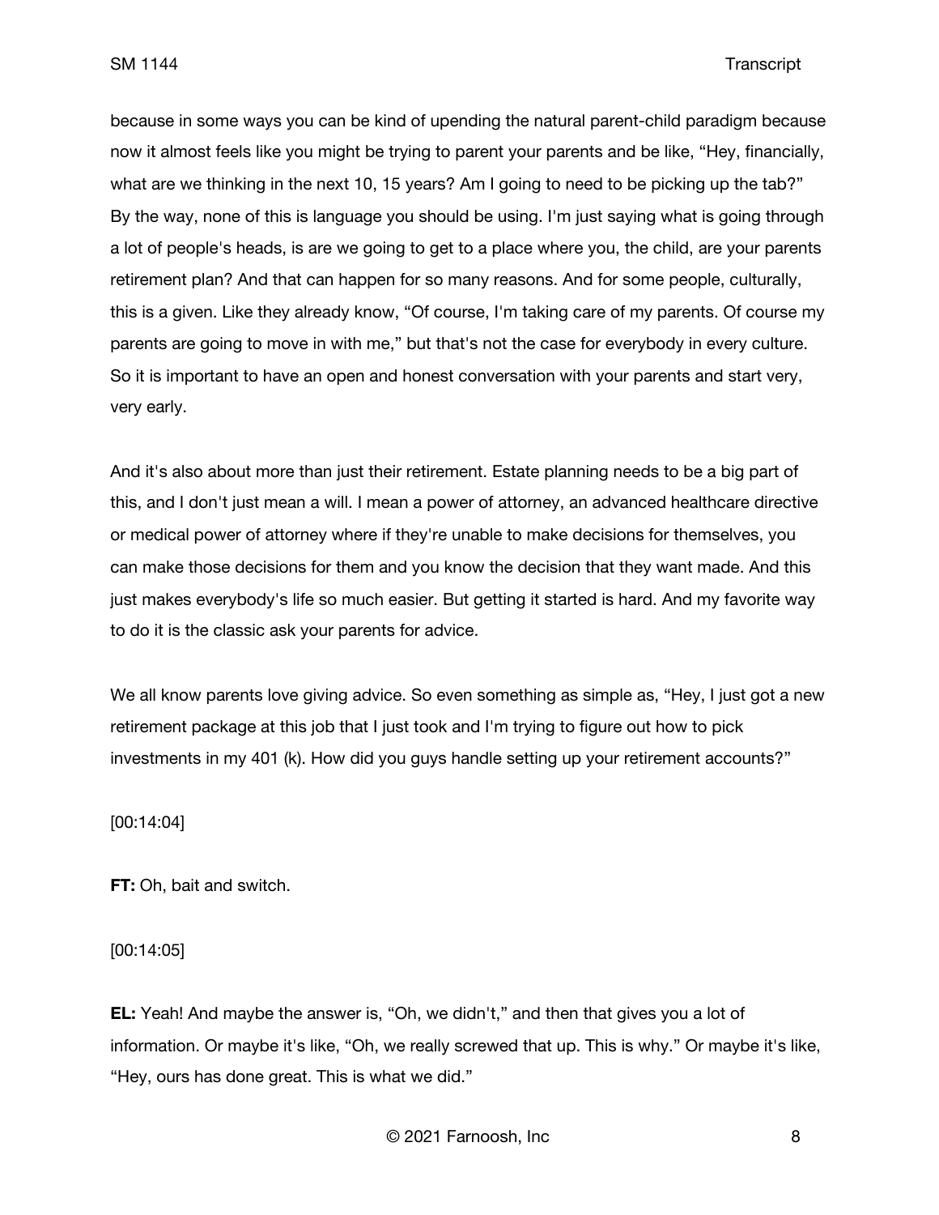because in some ways you can be kind of upending the natural parent-child paradigm because now it almost feels like you might be trying to parent your parents and be like, "Hey, financially, what are we thinking in the next 10, 15 years? Am I going to need to be picking up the tab?" By the way, none of this is language you should be using. I'm just saying what is going through a lot of people's heads, is are we going to get to a place where you, the child, are your parents retirement plan? And that can happen for so many reasons. And for some people, culturally, this is a given. Like they already know, "Of course, I'm taking care of my parents. Of course my parents are going to move in with me," but that's not the case for everybody in every culture. So it is important to have an open and honest conversation with your parents and start very, very early.

And it's also about more than just their retirement. Estate planning needs to be a big part of this, and I don't just mean a will. I mean a power of attorney, an advanced healthcare directive or medical power of attorney where if they're unable to make decisions for themselves, you can make those decisions for them and you know the decision that they want made. And this just makes everybody's life so much easier. But getting it started is hard. And my favorite way to do it is the classic ask your parents for advice.

We all know parents love giving advice. So even something as simple as, "Hey, I just got a new retirement package at this job that I just took and I'm trying to figure out how to pick investments in my 401 (k). How did you guys handle setting up your retirement accounts?"

[00:14:04]

**FT:** Oh, bait and switch.

[00:14:05]

**EL:** Yeah! And maybe the answer is, "Oh, we didn't," and then that gives you a lot of information. Or maybe it's like, "Oh, we really screwed that up. This is why." Or maybe it's like, "Hey, ours has done great. This is what we did."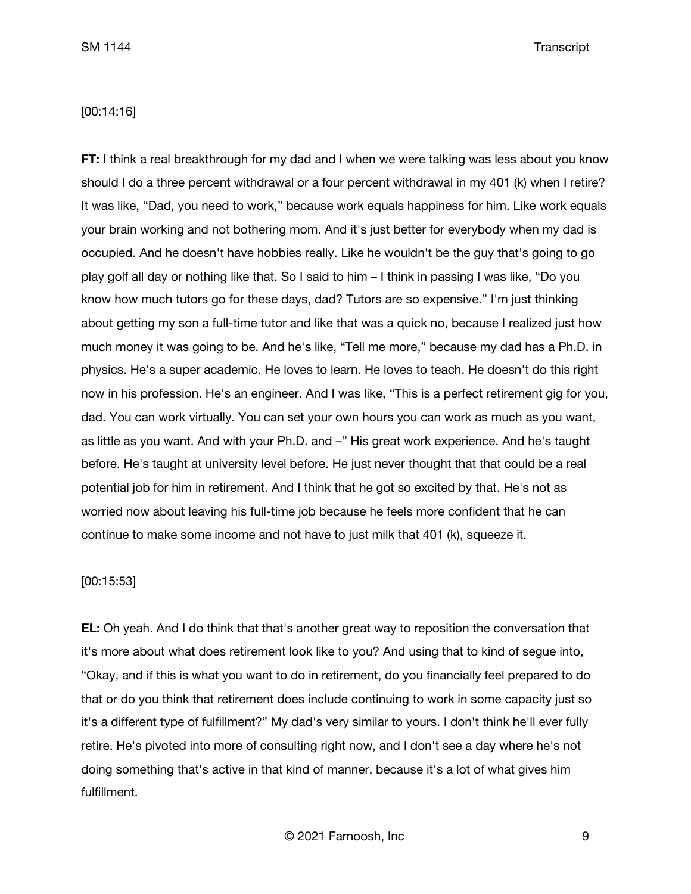[00:14:16]

**FT:** I think a real breakthrough for my dad and I when we were talking was less about you know should I do a three percent withdrawal or a four percent withdrawal in my 401 (k) when I retire? It was like, "Dad, you need to work," because work equals happiness for him. Like work equals your brain working and not bothering mom. And it's just better for everybody when my dad is occupied. And he doesn't have hobbies really. Like he wouldn't be the guy that's going to go play golf all day or nothing like that. So I said to him – I think in passing I was like, "Do you know how much tutors go for these days, dad? Tutors are so expensive." I'm just thinking about getting my son a full-time tutor and like that was a quick no, because I realized just how much money it was going to be. And he's like, "Tell me more," because my dad has a Ph.D. in physics. He's a super academic. He loves to learn. He loves to teach. He doesn't do this right now in his profession. He's an engineer. And I was like, "This is a perfect retirement gig for you, dad. You can work virtually. You can set your own hours you can work as much as you want, as little as you want. And with your Ph.D. and –" His great work experience. And he's taught before. He's taught at university level before. He just never thought that that could be a real potential job for him in retirement. And I think that he got so excited by that. He's not as worried now about leaving his full-time job because he feels more confident that he can continue to make some income and not have to just milk that 401 (k), squeeze it.

[00:15:53]

**EL:** Oh yeah. And I do think that that's another great way to reposition the conversation that it's more about what does retirement look like to you? And using that to kind of segue into, "Okay, and if this is what you want to do in retirement, do you financially feel prepared to do that or do you think that retirement does include continuing to work in some capacity just so it's a different type of fulfillment?" My dad's very similar to yours. I don't think he'll ever fully retire. He's pivoted into more of consulting right now, and I don't see a day where he's not doing something that's active in that kind of manner, because it's a lot of what gives him fulfillment.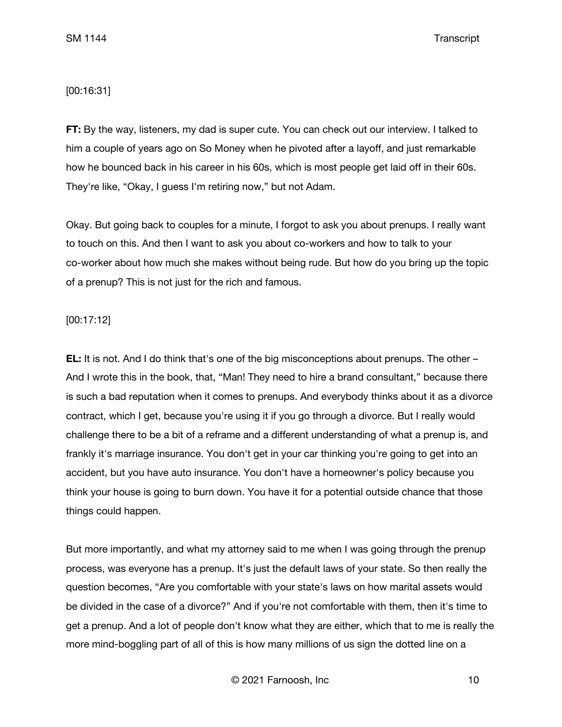[00:16:31]

**FT:** By the way, listeners, my dad is super cute. You can check out our interview. I talked to him a couple of years ago on So Money when he pivoted after a layoff, and just remarkable how he bounced back in his career in his 60s, which is most people get laid off in their 60s. They're like, "Okay, I guess I'm retiring now," but not Adam.

Okay. But going back to couples for a minute, I forgot to ask you about prenups. I really want to touch on this. And then I want to ask you about co-workers and how to talk to your co-worker about how much she makes without being rude. But how do you bring up the topic of a prenup? This is not just for the rich and famous.

[00:17:12]

**EL:** It is not. And I do think that's one of the big misconceptions about prenups. The other – And I wrote this in the book, that, "Man! They need to hire a brand consultant," because there is such a bad reputation when it comes to prenups. And everybody thinks about it as a divorce contract, which I get, because you're using it if you go through a divorce. But I really would challenge there to be a bit of a reframe and a different understanding of what a prenup is, and frankly it's marriage insurance. You don't get in your car thinking you're going to get into an accident, but you have auto insurance. You don't have a homeowner's policy because you think your house is going to burn down. You have it for a potential outside chance that those things could happen.

But more importantly, and what my attorney said to me when I was going through the prenup process, was everyone has a prenup. It's just the default laws of your state. So then really the question becomes, "Are you comfortable with your state's laws on how marital assets would be divided in the case of a divorce?" And if you're not comfortable with them, then it's time to get a prenup. And a lot of people don't know what they are either, which that to me is really the more mind-boggling part of all of this is how many millions of us sign the dotted line on a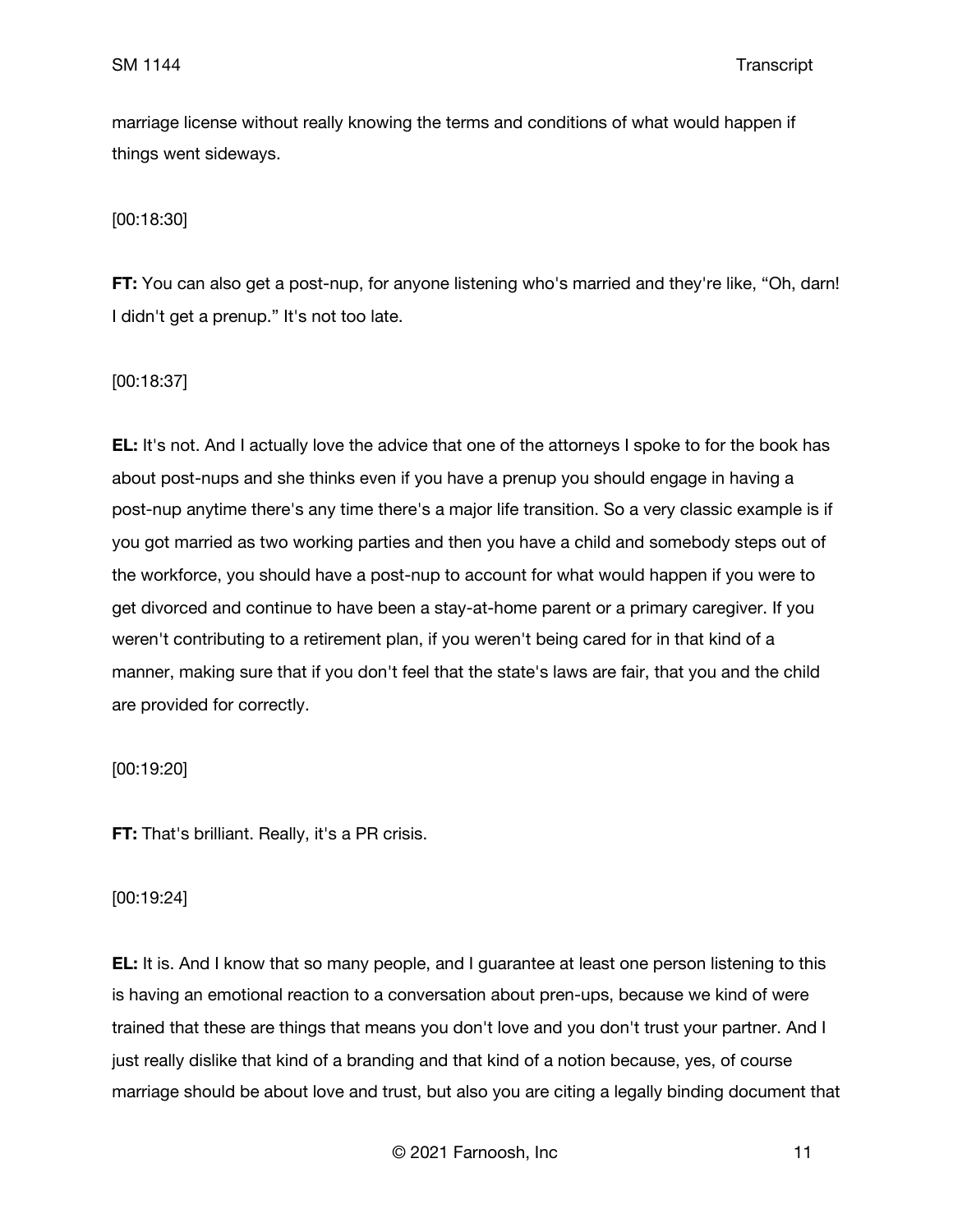marriage license without really knowing the terms and conditions of what would happen if things went sideways.

[00:18:30]

**FT:** You can also get a post-nup, for anyone listening who's married and they're like, “Oh, darn! I didn't get a prenup.” It's not too late.

[00:18:37]

**EL:** It's not. And I actually love the advice that one of the attorneys I spoke to for the book has about post-nups and she thinks even if you have a prenup you should engage in having a post-nup anytime there's any time there's a major life transition. So a very classic example is if you got married as two working parties and then you have a child and somebody steps out of the workforce, you should have a post-nup to account for what would happen if you were to get divorced and continue to have been a stay-at-home parent or a primary caregiver. If you weren't contributing to a retirement plan, if you weren't being cared for in that kind of a manner, making sure that if you don't feel that the state's laws are fair, that you and the child are provided for correctly.

[00:19:20]

**FT:** That's brilliant. Really, it's a PR crisis.

[00:19:24]

**EL:** It is. And I know that so many people, and I guarantee at least one person listening to this is having an emotional reaction to a conversation about pren-ups, because we kind of were trained that these are things that means you don't love and you don't trust your partner. And I just really dislike that kind of a branding and that kind of a notion because, yes, of course marriage should be about love and trust, but also you are citing a legally binding document that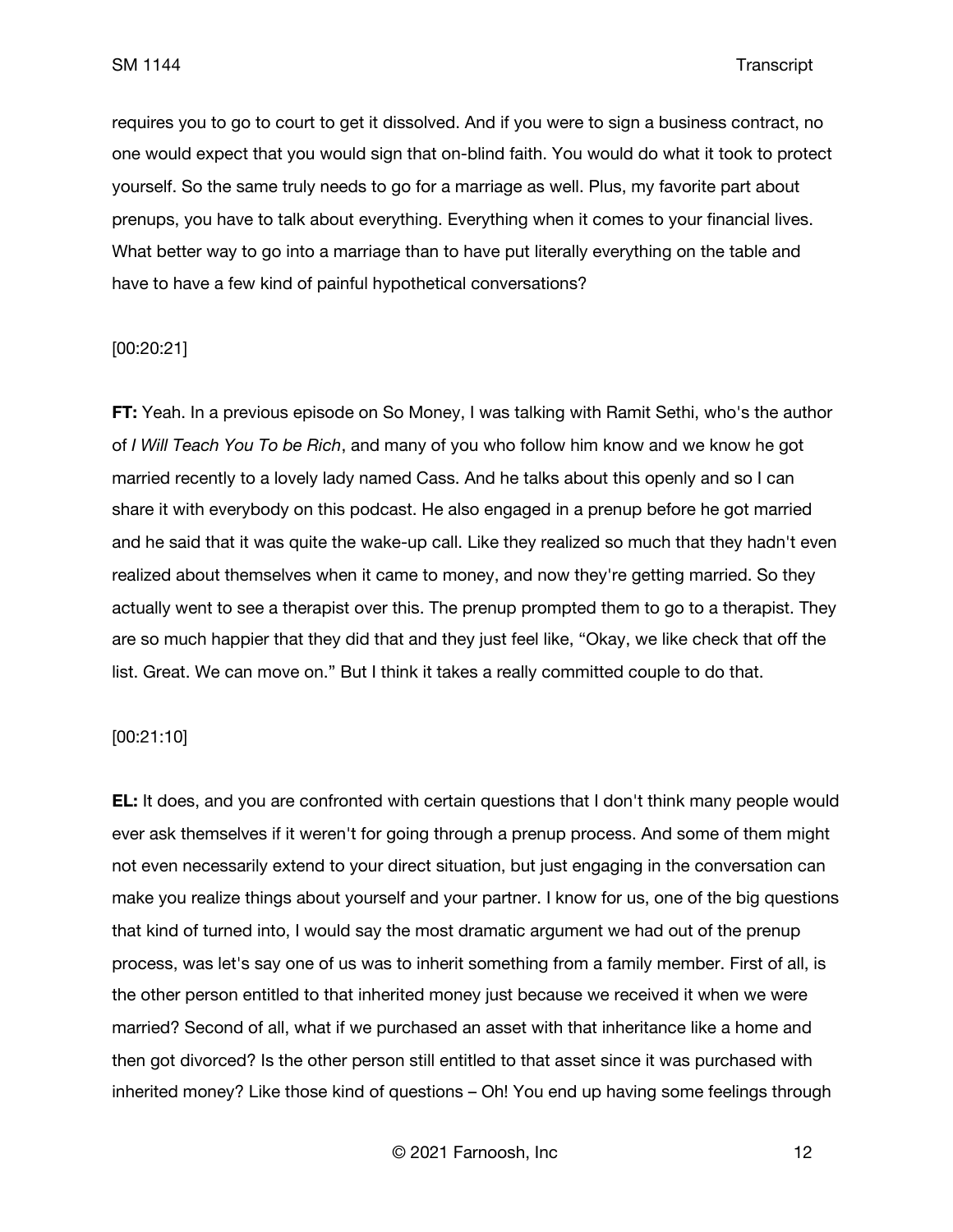requires you to go to court to get it dissolved. And if you were to sign a business contract, no one would expect that you would sign that on-blind faith. You would do what it took to protect yourself. So the same truly needs to go for a marriage as well. Plus, my favorite part about prenups, you have to talk about everything. Everything when it comes to your financial lives. What better way to go into a marriage than to have put literally everything on the table and have to have a few kind of painful hypothetical conversations?

[00:20:21]

**FT:** Yeah. In a previous episode on So Money, I was talking with Ramit Sethi, who's the author of *I Will Teach You To be Rich*, and many of you who follow him know and we know he got married recently to a lovely lady named Cass. And he talks about this openly and so I can share it with everybody on this podcast. He also engaged in a prenup before he got married and he said that it was quite the wake-up call. Like they realized so much that they hadn't even realized about themselves when it came to money, and now they're getting married. So they actually went to see a therapist over this. The prenup prompted them to go to a therapist. They are so much happier that they did that and they just feel like, "Okay, we like check that off the list. Great. We can move on." But I think it takes a really committed couple to do that.

[00:21:10]

**EL:** It does, and you are confronted with certain questions that I don't think many people would ever ask themselves if it weren't for going through a prenup process. And some of them might not even necessarily extend to your direct situation, but just engaging in the conversation can make you realize things about yourself and your partner. I know for us, one of the big questions that kind of turned into, I would say the most dramatic argument we had out of the prenup process, was let's say one of us was to inherit something from a family member. First of all, is the other person entitled to that inherited money just because we received it when we were married? Second of all, what if we purchased an asset with that inheritance like a home and then got divorced? Is the other person still entitled to that asset since it was purchased with inherited money? Like those kind of questions – Oh! You end up having some feelings through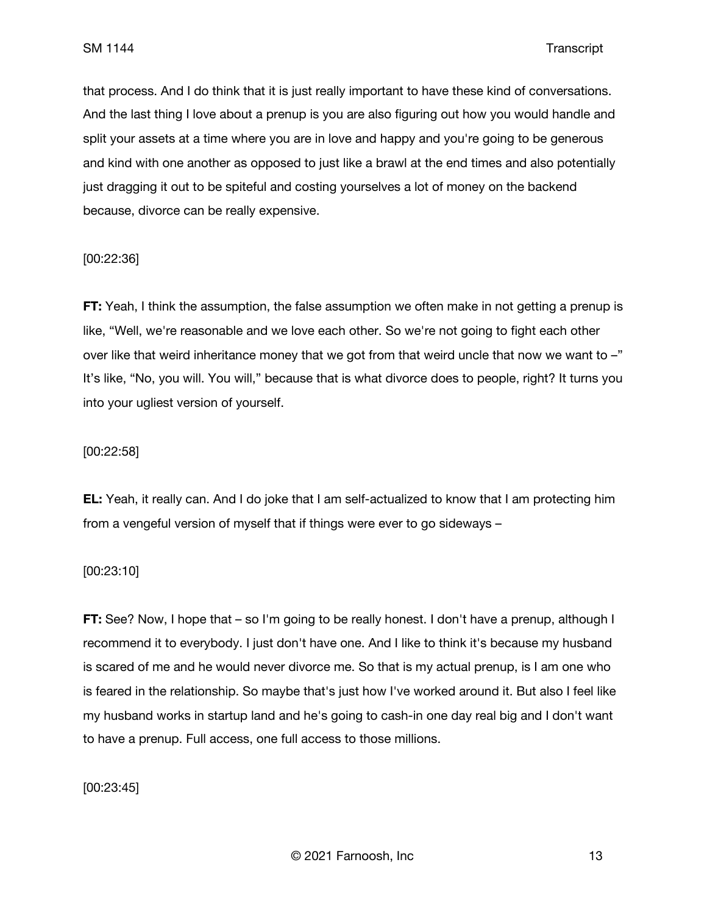that process. And I do think that it is just really important to have these kind of conversations. And the last thing I love about a prenup is you are also figuring out how you would handle and split your assets at a time where you are in love and happy and you're going to be generous and kind with one another as opposed to just like a brawl at the end times and also potentially just dragging it out to be spiteful and costing yourselves a lot of money on the backend because, divorce can be really expensive.

[00:22:36]

**FT:** Yeah, I think the assumption, the false assumption we often make in not getting a prenup is like, "Well, we're reasonable and we love each other. So we're not going to fight each other over like that weird inheritance money that we got from that weird uncle that now we want to –" It's like, "No, you will. You will," because that is what divorce does to people, right? It turns you into your ugliest version of yourself.

[00:22:58]

**EL:** Yeah, it really can. And I do joke that I am self-actualized to know that I am protecting him from a vengeful version of myself that if things were ever to go sideways –

[00:23:10]

**FT:** See? Now, I hope that – so I'm going to be really honest. I don't have a prenup, although I recommend it to everybody. I just don't have one. And I like to think it's because my husband is scared of me and he would never divorce me. So that is my actual prenup, is I am one who is feared in the relationship. So maybe that's just how I've worked around it. But also I feel like my husband works in startup land and he's going to cash-in one day real big and I don't want to have a prenup. Full access, one full access to those millions.

[00:23:45]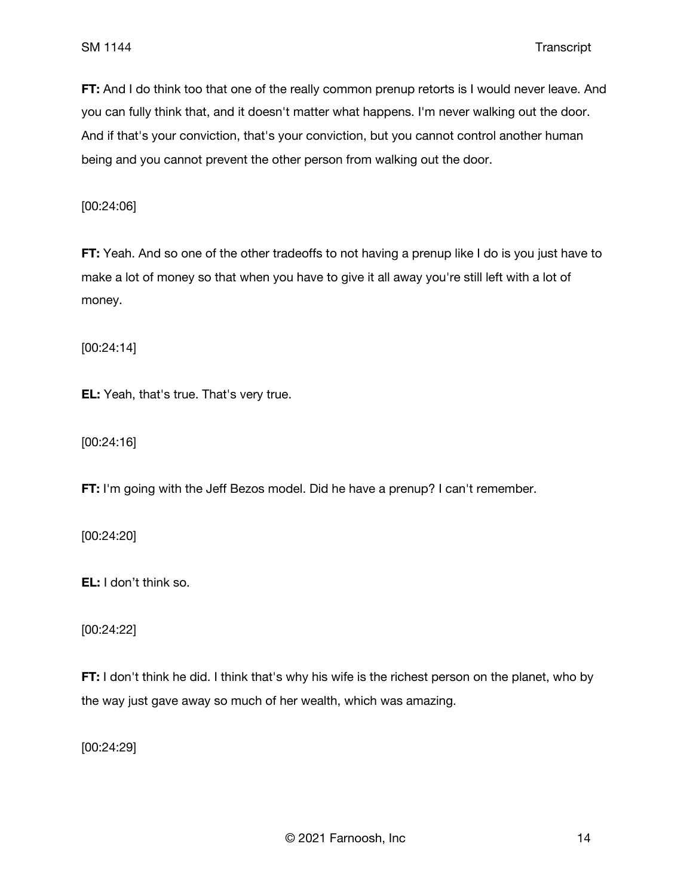**FT:** And I do think too that one of the really common prenup retorts is I would never leave. And you can fully think that, and it doesn't matter what happens. I'm never walking out the door. And if that's your conviction, that's your conviction, but you cannot control another human being and you cannot prevent the other person from walking out the door.

[00:24:06]

**FT:** Yeah. And so one of the other tradeoffs to not having a prenup like I do is you just have to make a lot of money so that when you have to give it all away you're still left with a lot of money.

[00:24:14]

**EL:** Yeah, that's true. That's very true.

[00:24:16]

**FT:** I'm going with the Jeff Bezos model. Did he have a prenup? I can't remember.

[00:24:20]

**EL:** I don't think so.

[00:24:22]

**FT:** I don't think he did. I think that's why his wife is the richest person on the planet, who by the way just gave away so much of her wealth, which was amazing.

[00:24:29]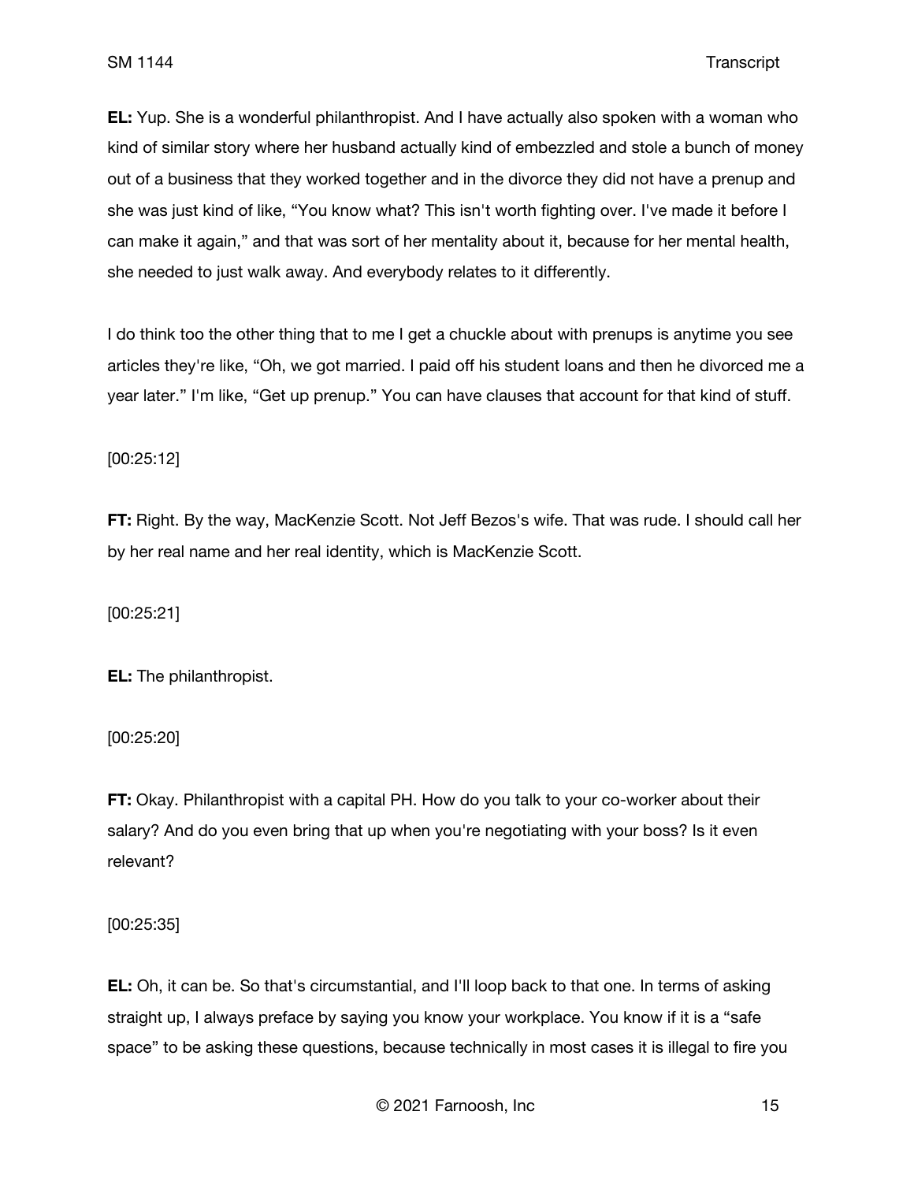**EL:** Yup. She is a wonderful philanthropist. And I have actually also spoken with a woman who kind of similar story where her husband actually kind of embezzled and stole a bunch of money out of a business that they worked together and in the divorce they did not have a prenup and she was just kind of like, "You know what? This isn't worth fighting over. I've made it before I can make it again," and that was sort of her mentality about it, because for her mental health, she needed to just walk away. And everybody relates to it differently.

I do think too the other thing that to me I get a chuckle about with prenups is anytime you see articles they're like, "Oh, we got married. I paid off his student loans and then he divorced me a year later." I'm like, "Get up prenup." You can have clauses that account for that kind of stuff.

[00:25:12]

**FT:** Right. By the way, MacKenzie Scott. Not Jeff Bezos's wife. That was rude. I should call her by her real name and her real identity, which is MacKenzie Scott.

[00:25:21]

**EL:** The philanthropist.

[00:25:20]

**FT:** Okay. Philanthropist with a capital PH. How do you talk to your co-worker about their salary? And do you even bring that up when you're negotiating with your boss? Is it even relevant?

[00:25:35]

**EL:** Oh, it can be. So that's circumstantial, and I'll loop back to that one. In terms of asking straight up, I always preface by saying you know your workplace. You know if it is a "safe space" to be asking these questions, because technically in most cases it is illegal to fire you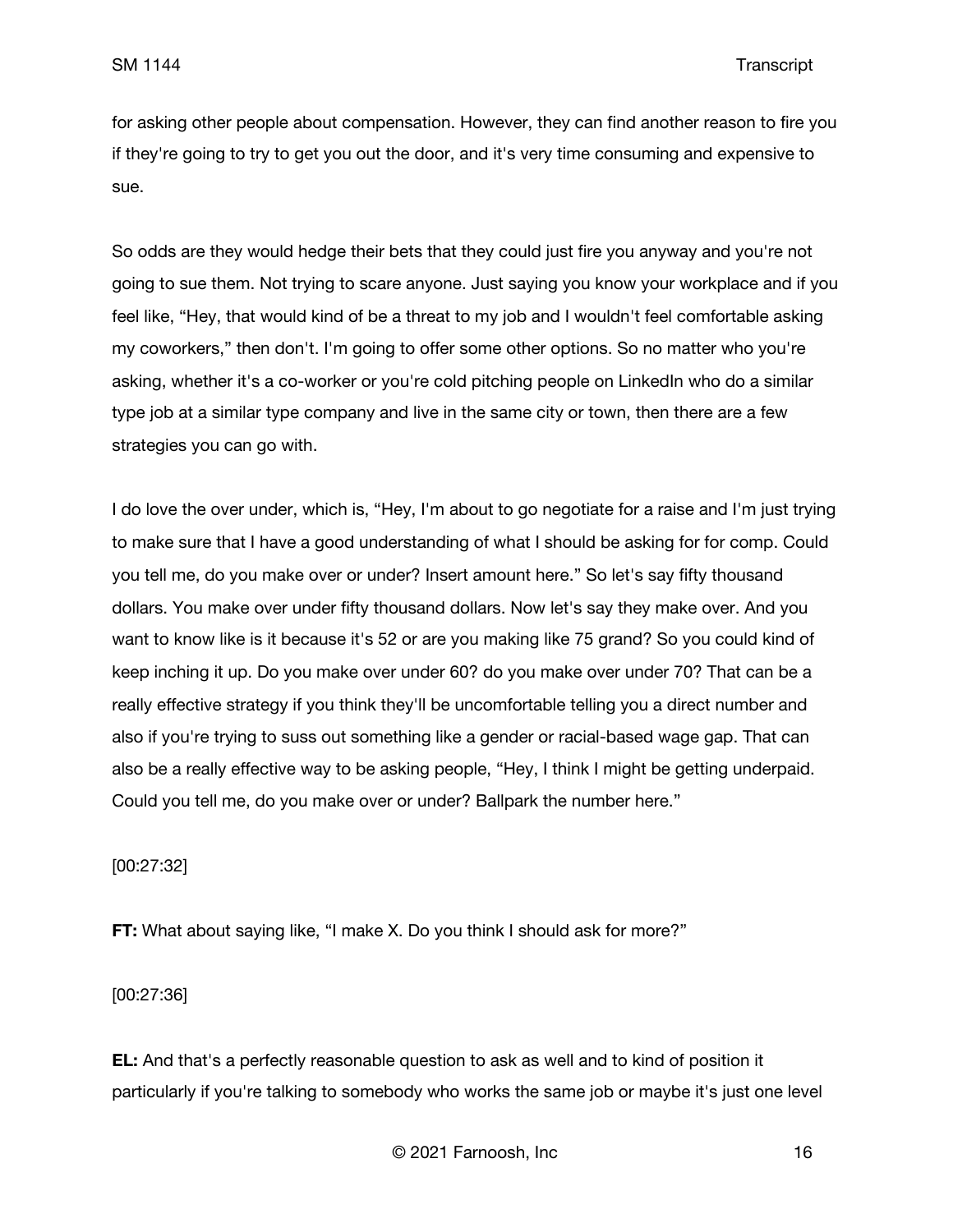for asking other people about compensation. However, they can find another reason to fire you if they're going to try to get you out the door, and it's very time consuming and expensive to sue.

So odds are they would hedge their bets that they could just fire you anyway and you're not going to sue them. Not trying to scare anyone. Just saying you know your workplace and if you feel like, "Hey, that would kind of be a threat to my job and I wouldn't feel comfortable asking my coworkers," then don't. I'm going to offer some other options. So no matter who you're asking, whether it's a co-worker or you're cold pitching people on LinkedIn who do a similar type job at a similar type company and live in the same city or town, then there are a few strategies you can go with.

I do love the over under, which is, "Hey, I'm about to go negotiate for a raise and I'm just trying to make sure that I have a good understanding of what I should be asking for for comp. Could you tell me, do you make over or under? Insert amount here." So let's say fifty thousand dollars. You make over under fifty thousand dollars. Now let's say they make over. And you want to know like is it because it's 52 or are you making like 75 grand? So you could kind of keep inching it up. Do you make over under 60? do you make over under 70? That can be a really effective strategy if you think they'll be uncomfortable telling you a direct number and also if you're trying to suss out something like a gender or racial-based wage gap. That can also be a really effective way to be asking people, "Hey, I think I might be getting underpaid. Could you tell me, do you make over or under? Ballpark the number here."

[00:27:32]

**FT:** What about saying like, "I make X. Do you think I should ask for more?"

[00:27:36]

**EL:** And that's a perfectly reasonable question to ask as well and to kind of position it particularly if you're talking to somebody who works the same job or maybe it's just one level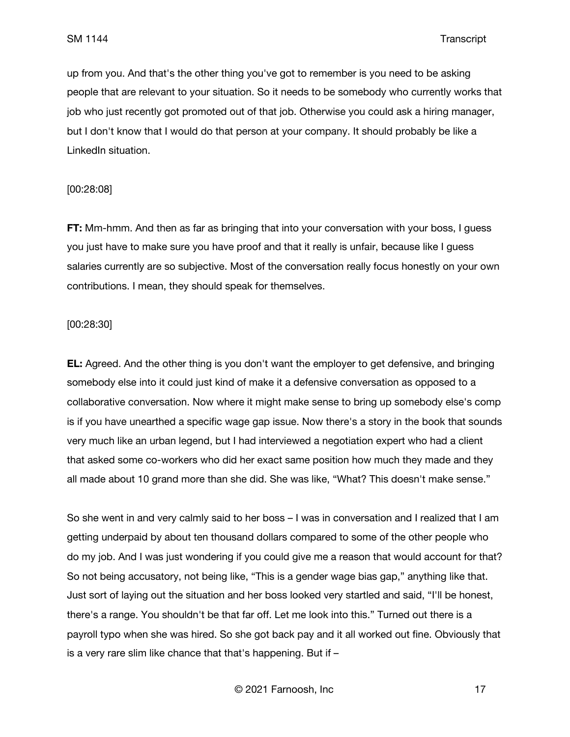up from you. And that's the other thing you've got to remember is you need to be asking people that are relevant to your situation. So it needs to be somebody who currently works that job who just recently got promoted out of that job. Otherwise you could ask a hiring manager, but I don't know that I would do that person at your company. It should probably be like a LinkedIn situation.

[00:28:08]

**FT:** Mm-hmm. And then as far as bringing that into your conversation with your boss, I guess you just have to make sure you have proof and that it really is unfair, because like I guess salaries currently are so subjective. Most of the conversation really focus honestly on your own contributions. I mean, they should speak for themselves.

[00:28:30]

**EL:** Agreed. And the other thing is you don't want the employer to get defensive, and bringing somebody else into it could just kind of make it a defensive conversation as opposed to a collaborative conversation. Now where it might make sense to bring up somebody else's comp is if you have unearthed a specific wage gap issue. Now there's a story in the book that sounds very much like an urban legend, but I had interviewed a negotiation expert who had a client that asked some co-workers who did her exact same position how much they made and they all made about 10 grand more than she did. She was like, "What? This doesn't make sense."

So she went in and very calmly said to her boss – I was in conversation and I realized that I am getting underpaid by about ten thousand dollars compared to some of the other people who do my job. And I was just wondering if you could give me a reason that would account for that? So not being accusatory, not being like, "This is a gender wage bias gap," anything like that. Just sort of laying out the situation and her boss looked very startled and said, "I'll be honest, there's a range. You shouldn't be that far off. Let me look into this." Turned out there is a payroll typo when she was hired. So she got back pay and it all worked out fine. Obviously that is a very rare slim like chance that that's happening. But if –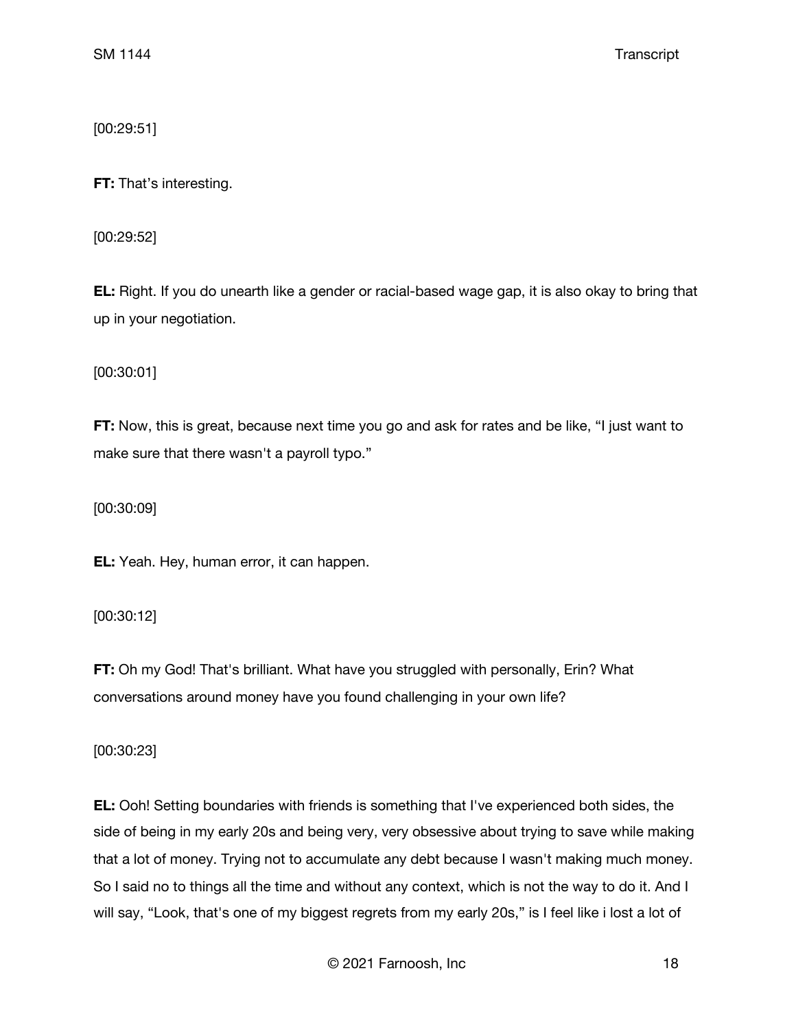[00:29:51]

**FT:** That’s interesting.

[00:29:52]

**EL:** Right. If you do unearth like a gender or racial-based wage gap, it is also okay to bring that up in your negotiation.

[00:30:01]

**FT:** Now, this is great, because next time you go and ask for rates and be like, “I just want to make sure that there wasn't a payroll typo.”

[00:30:09]

**EL:** Yeah. Hey, human error, it can happen.

[00:30:12]

**FT:** Oh my God! That's brilliant. What have you struggled with personally, Erin? What conversations around money have you found challenging in your own life?

[00:30:23]

**EL:** Ooh! Setting boundaries with friends is something that I've experienced both sides, the side of being in my early 20s and being very, very obsessive about trying to save while making that a lot of money. Trying not to accumulate any debt because I wasn't making much money. So I said no to things all the time and without any context, which is not the way to do it. And I will say, “Look, that's one of my biggest regrets from my early 20s,” is I feel like i lost a lot of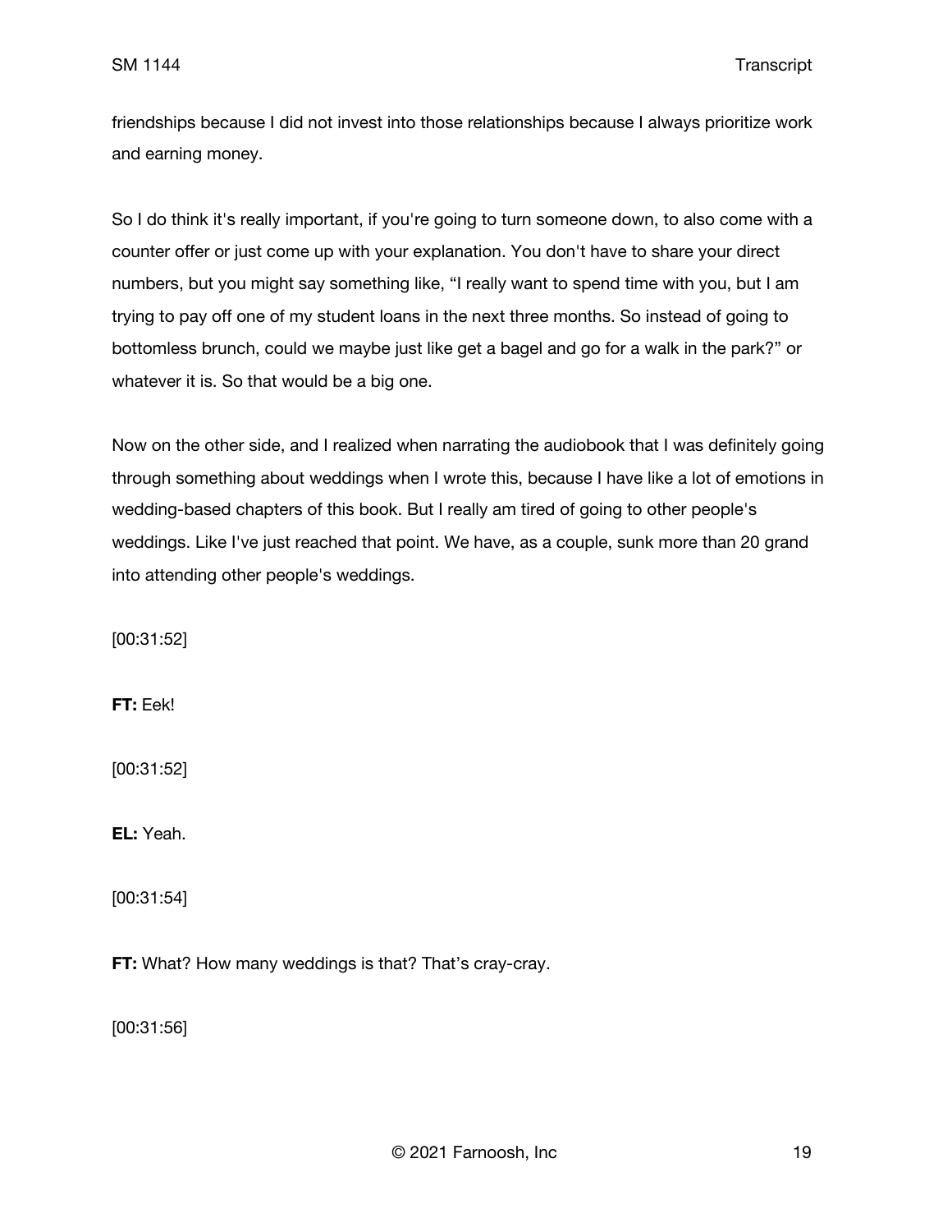friendships because I did not invest into those relationships because I always prioritize work and earning money.

So I do think it's really important, if you're going to turn someone down, to also come with a counter offer or just come up with your explanation. You don't have to share your direct numbers, but you might say something like, "I really want to spend time with you, but I am trying to pay off one of my student loans in the next three months. So instead of going to bottomless brunch, could we maybe just like get a bagel and go for a walk in the park?" or whatever it is. So that would be a big one.

Now on the other side, and I realized when narrating the audiobook that I was definitely going through something about weddings when I wrote this, because I have like a lot of emotions in wedding-based chapters of this book. But I really am tired of going to other people's weddings. Like I've just reached that point. We have, as a couple, sunk more than 20 grand into attending other people's weddings.

[00:31:52]

**FT:** Eek!

[00:31:52]

**EL:** Yeah.

[00:31:54]

**FT:** What? How many weddings is that? That's cray-cray.

[00:31:56]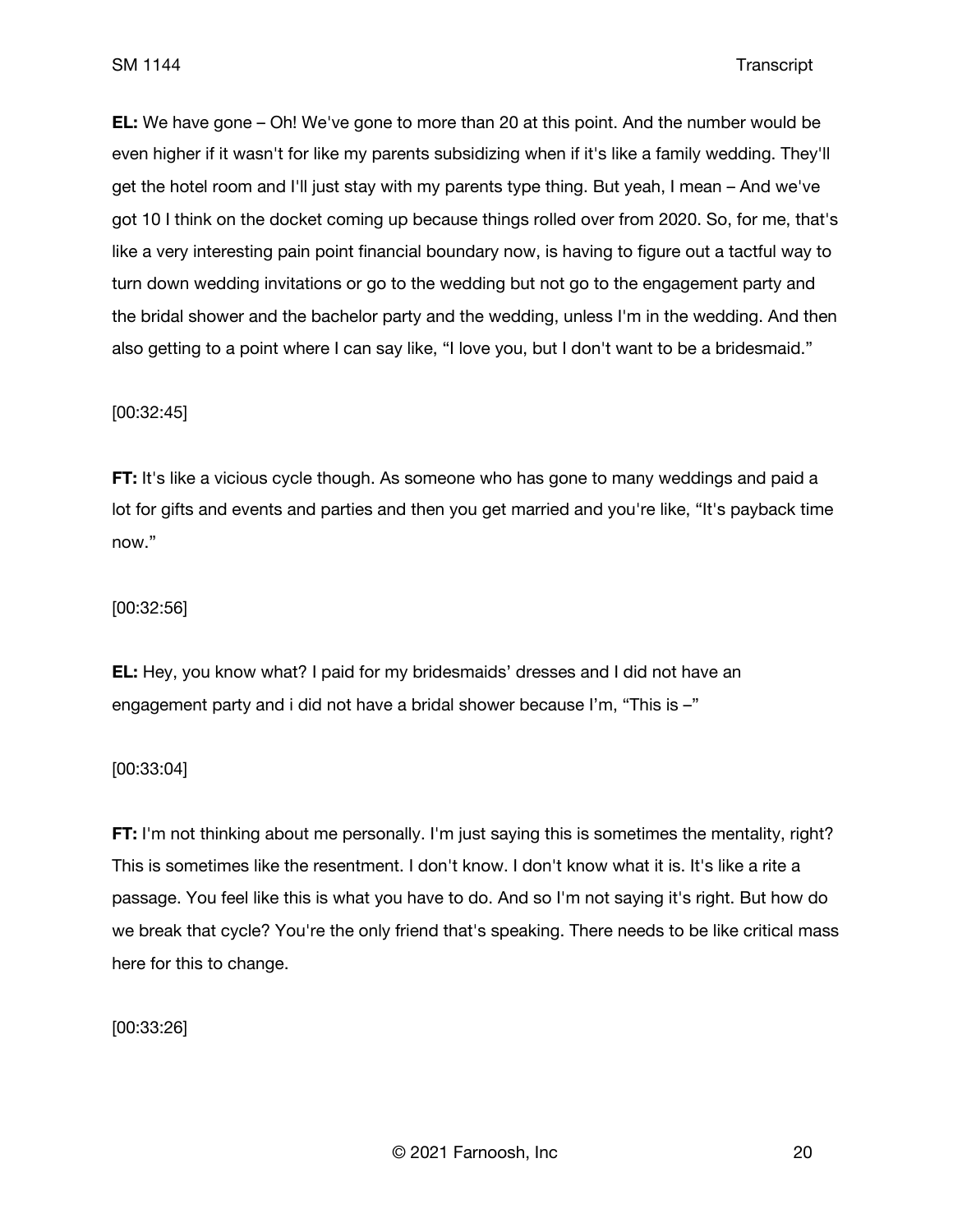**EL:** We have gone – Oh! We've gone to more than 20 at this point. And the number would be even higher if it wasn't for like my parents subsidizing when if it's like a family wedding. They'll get the hotel room and I'll just stay with my parents type thing. But yeah, I mean – And we've got 10 I think on the docket coming up because things rolled over from 2020. So, for me, that's like a very interesting pain point financial boundary now, is having to figure out a tactful way to turn down wedding invitations or go to the wedding but not go to the engagement party and the bridal shower and the bachelor party and the wedding, unless I'm in the wedding. And then also getting to a point where I can say like, "I love you, but I don't want to be a bridesmaid."

[00:32:45]

**FT:** It's like a vicious cycle though. As someone who has gone to many weddings and paid a lot for gifts and events and parties and then you get married and you're like, "It's payback time now."

[00:32:56]

**EL:** Hey, you know what? I paid for my bridesmaids' dresses and I did not have an engagement party and i did not have a bridal shower because I'm, "This is –"

[00:33:04]

**FT:** I'm not thinking about me personally. I'm just saying this is sometimes the mentality, right? This is sometimes like the resentment. I don't know. I don't know what it is. It's like a rite a passage. You feel like this is what you have to do. And so I'm not saying it's right. But how do we break that cycle? You're the only friend that's speaking. There needs to be like critical mass here for this to change.

[00:33:26]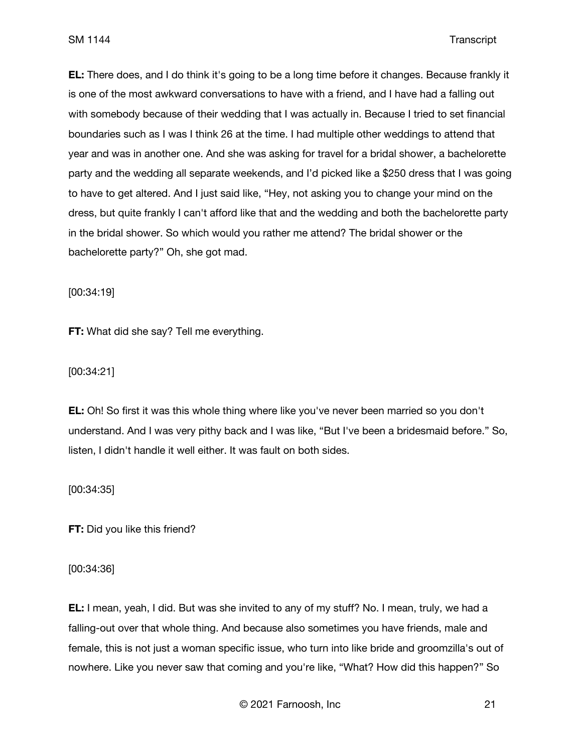**EL:** There does, and I do think it's going to be a long time before it changes. Because frankly it is one of the most awkward conversations to have with a friend, and I have had a falling out with somebody because of their wedding that I was actually in. Because I tried to set financial boundaries such as I was I think 26 at the time. I had multiple other weddings to attend that year and was in another one. And she was asking for travel for a bridal shower, a bachelorette party and the wedding all separate weekends, and I'd picked like a $250 dress that I was going to have to get altered. And I just said like, "Hey, not asking you to change your mind on the dress, but quite frankly I can't afford like that and the wedding and both the bachelorette party in the bridal shower. So which would you rather me attend? The bridal shower or the bachelorette party?" Oh, she got mad.

[00:34:19]

**FT:** What did she say? Tell me everything.

[00:34:21]

**EL:** Oh! So first it was this whole thing where like you've never been married so you don't understand. And I was very pithy back and I was like, "But I've been a bridesmaid before." So, listen, I didn't handle it well either. It was fault on both sides.

[00:34:35]

**FT:** Did you like this friend?

[00:34:36]

**EL:** I mean, yeah, I did. But was she invited to any of my stuff? No. I mean, truly, we had a falling-out over that whole thing. And because also sometimes you have friends, male and female, this is not just a woman specific issue, who turn into like bride and groomzilla's out of nowhere. Like you never saw that coming and you're like, "What? How did this happen?" So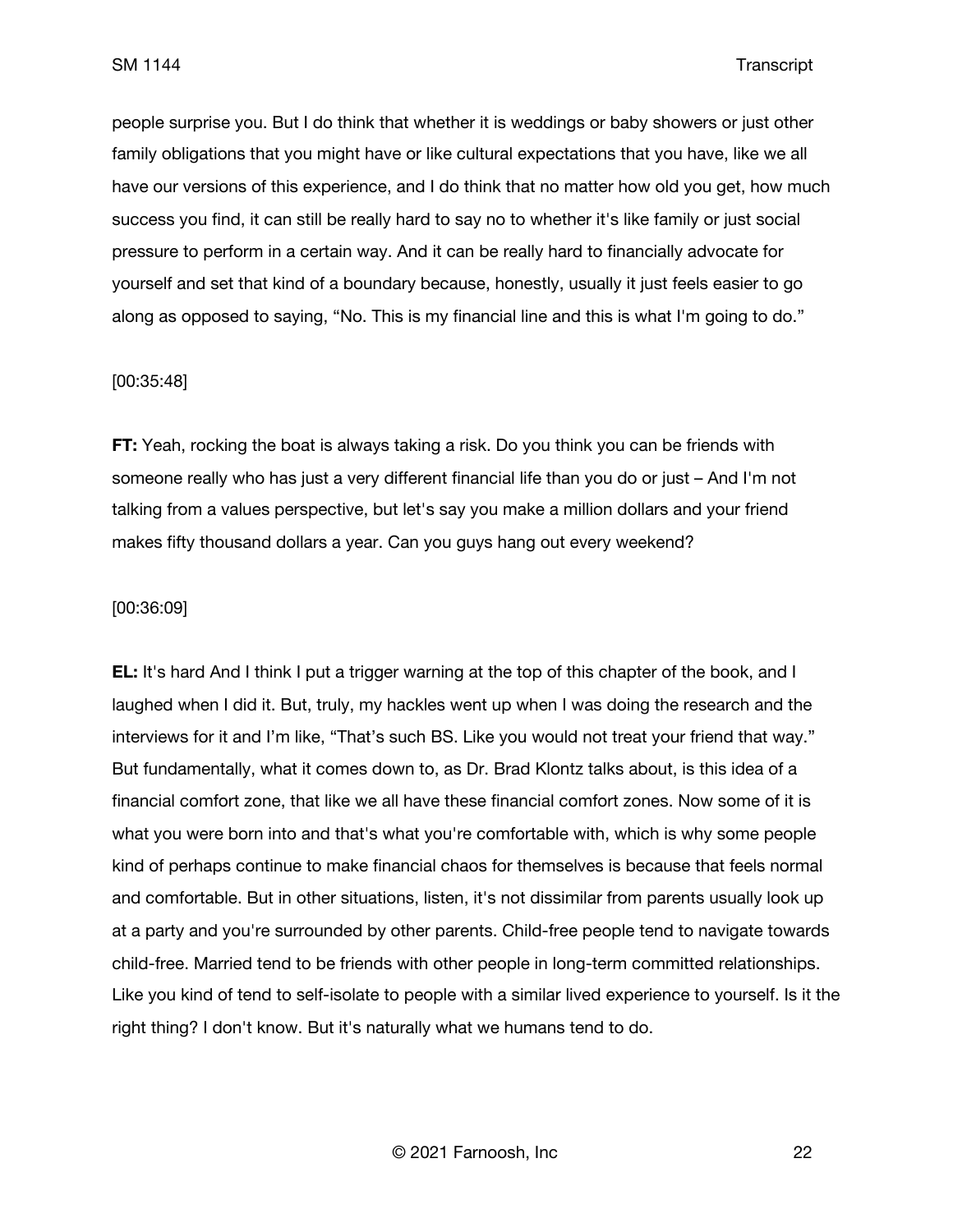people surprise you. But I do think that whether it is weddings or baby showers or just other family obligations that you might have or like cultural expectations that you have, like we all have our versions of this experience, and I do think that no matter how old you get, how much success you find, it can still be really hard to say no to whether it's like family or just social pressure to perform in a certain way. And it can be really hard to financially advocate for yourself and set that kind of a boundary because, honestly, usually it just feels easier to go along as opposed to saying, "No. This is my financial line and this is what I'm going to do."

[00:35:48]

**FT:** Yeah, rocking the boat is always taking a risk. Do you think you can be friends with someone really who has just a very different financial life than you do or just – And I'm not talking from a values perspective, but let's say you make a million dollars and your friend makes fifty thousand dollars a year. Can you guys hang out every weekend?

[00:36:09]

**EL:** It's hard And I think I put a trigger warning at the top of this chapter of the book, and I laughed when I did it. But, truly, my hackles went up when I was doing the research and the interviews for it and I'm like, "That's such BS. Like you would not treat your friend that way." But fundamentally, what it comes down to, as Dr. Brad Klontz talks about, is this idea of a financial comfort zone, that like we all have these financial comfort zones. Now some of it is what you were born into and that's what you're comfortable with, which is why some people kind of perhaps continue to make financial chaos for themselves is because that feels normal and comfortable. But in other situations, listen, it's not dissimilar from parents usually look up at a party and you're surrounded by other parents. Child-free people tend to navigate towards child-free. Married tend to be friends with other people in long-term committed relationships. Like you kind of tend to self-isolate to people with a similar lived experience to yourself. Is it the right thing? I don't know. But it's naturally what we humans tend to do.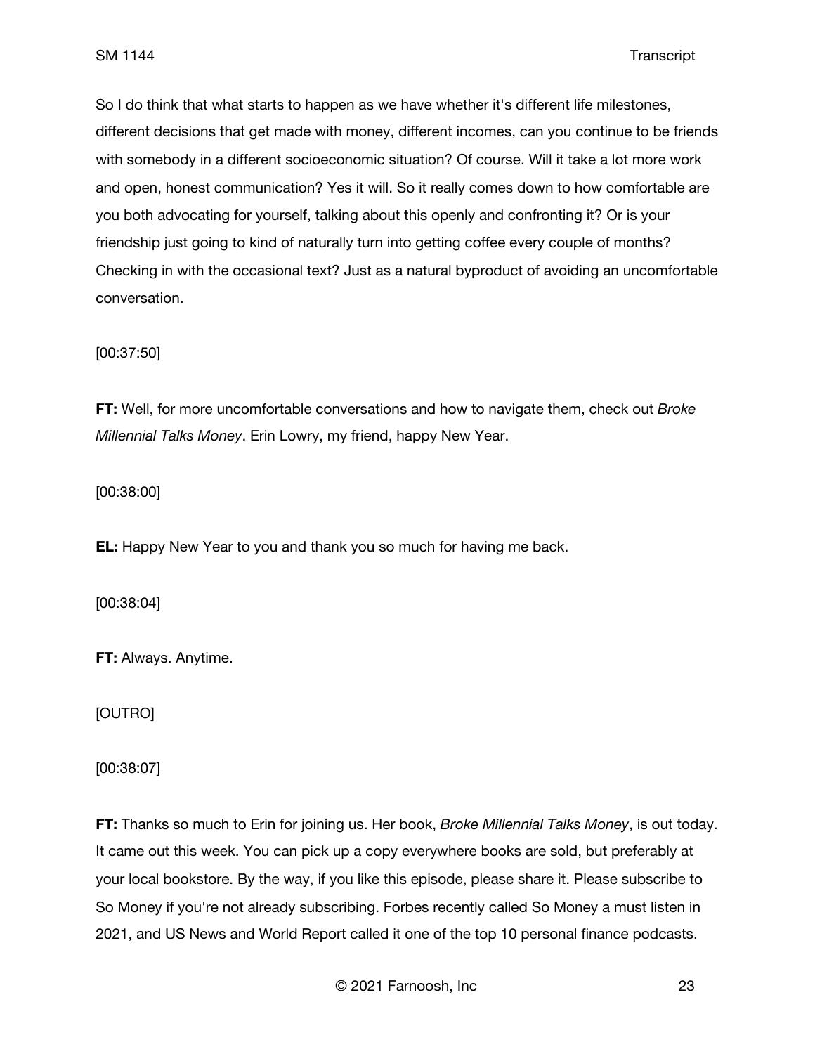So I do think that what starts to happen as we have whether it's different life milestones, different decisions that get made with money, different incomes, can you continue to be friends with somebody in a different socioeconomic situation? Of course. Will it take a lot more work and open, honest communication? Yes it will. So it really comes down to how comfortable are you both advocating for yourself, talking about this openly and confronting it? Or is your friendship just going to kind of naturally turn into getting coffee every couple of months? Checking in with the occasional text? Just as a natural byproduct of avoiding an uncomfortable conversation.

[00:37:50]

**FT:** Well, for more uncomfortable conversations and how to navigate them, check out *Broke Millennial Talks Money*. Erin Lowry, my friend, happy New Year.

[00:38:00]

**EL:** Happy New Year to you and thank you so much for having me back.

[00:38:04]

**FT:** Always. Anytime.

[OUTRO]

[00:38:07]

**FT:** Thanks so much to Erin for joining us. Her book, *Broke Millennial Talks Money*, is out today. It came out this week. You can pick up a copy everywhere books are sold, but preferably at your local bookstore. By the way, if you like this episode, please share it. Please subscribe to So Money if you're not already subscribing. Forbes recently called So Money a must listen in 2021, and US News and World Report called it one of the top 10 personal finance podcasts.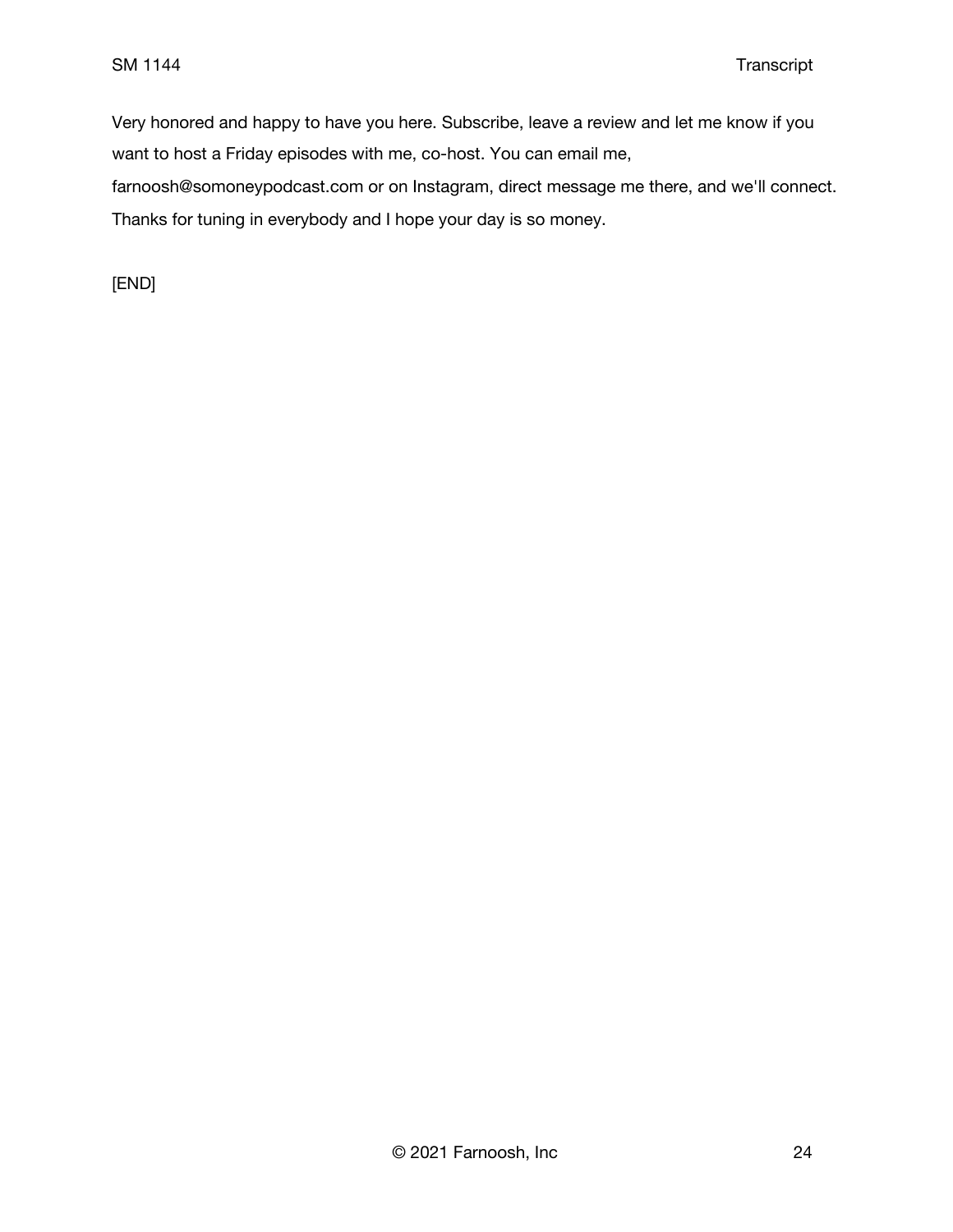Very honored and happy to have you here. Subscribe, leave a review and let me know if you want to host a Friday episodes with me, co-host. You can email me, farnoosh@somoneypodcast.com or on Instagram, direct message me there, and we'll connect. Thanks for tuning in everybody and I hope your day is so money.

[END]